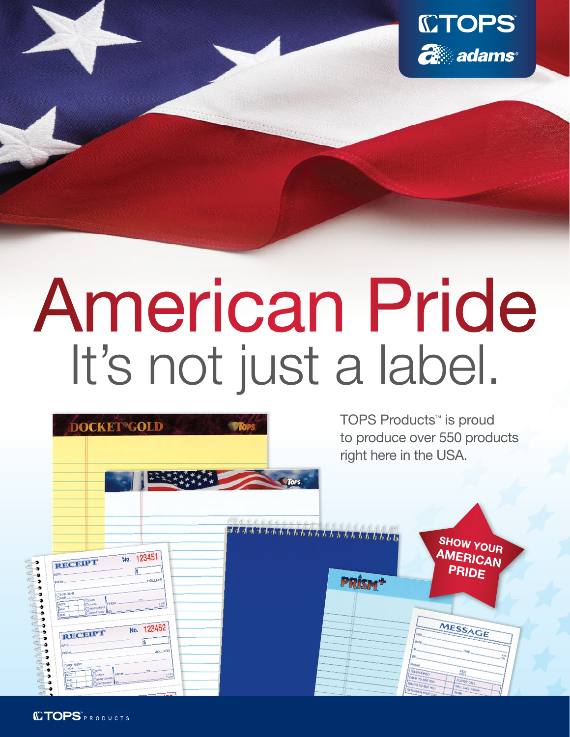# American Pride

## It's not just a label.

TOPS Products™ is proud to produce over 550 products right here in the USA.

**SHOW YOUR AMERICAN PRIDE**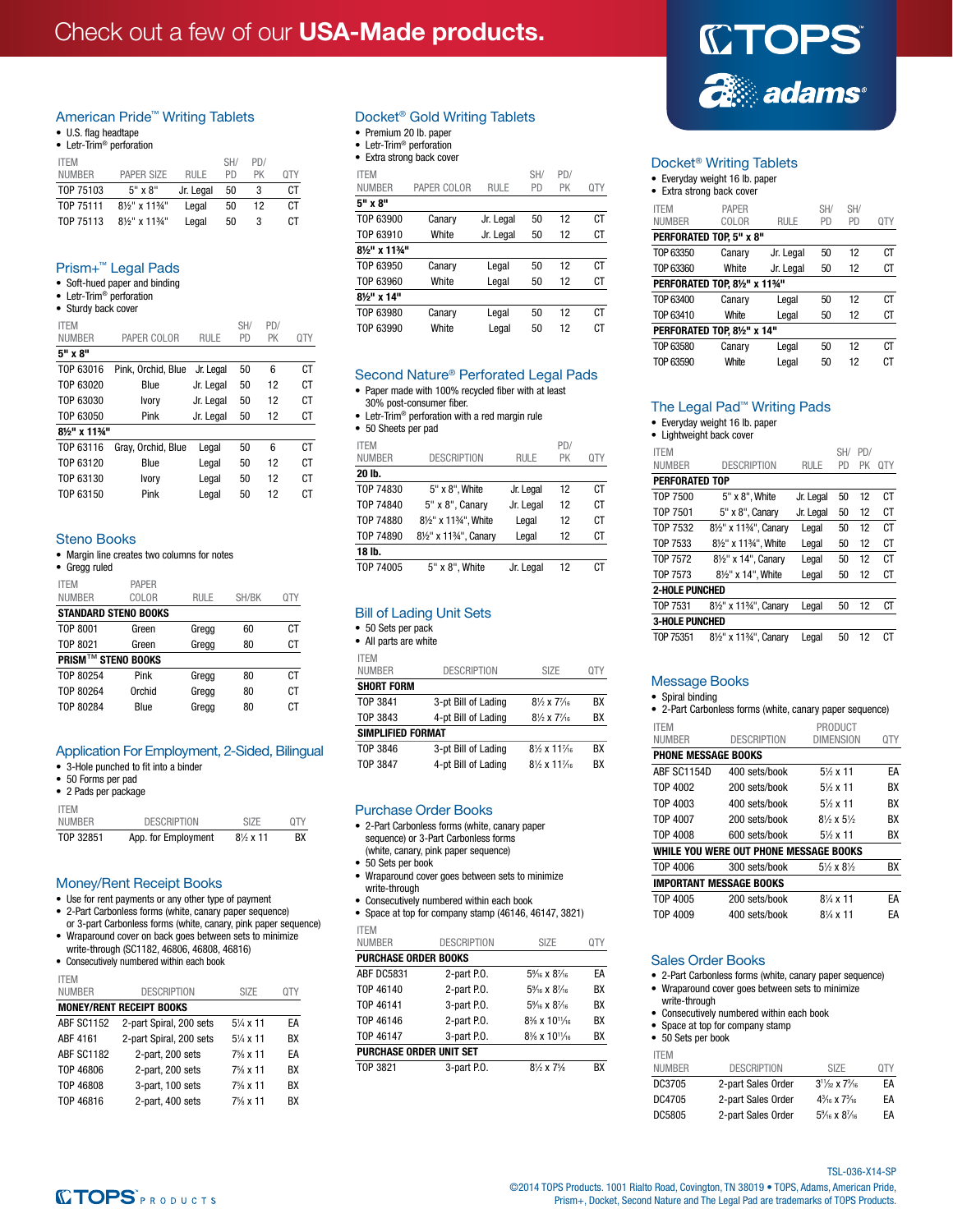# Check out a few of our **USA-Made products.**

TOPS adams

## American Pride™ Writing Tablets

- U.S. flag headtape
- Letr-Trim® perforation

| ITEM NUMBER | PAPER SIZE | RULE | SH/ PD | PD/ PK | QTY |
|---|---|---|---|---|---|
| TOP 75103 | 5" x 8" | Jr. Legal | 50 | 3 | CT |
| TOP 75111 | 8½" x 11¾" | Legal | 50 | 12 | CT |
| TOP 75113 | 8½" x 11¾" | Legal | 50 | 3 | CT |

## Prism+™ Legal Pads

- Soft-hued paper and binding
- Letr-Trim® perforation
- Sturdy back cover

| ITEM NUMBER | PAPER COLOR | RULE | SH/ PD | PD/ PK | QTY |
|---|---|---|---|---|---|
| **5" x 8"** | | | | | |
| TOP 63016 | Pink, Orchid, Blue | Jr. Legal | 50 | 6 | CT |
| TOP 63020 | Blue | Jr. Legal | 50 | 12 | CT |
| TOP 63030 | Ivory | Jr. Legal | 50 | 12 | CT |
| TOP 63050 | Pink | Jr. Legal | 50 | 12 | CT |
| **8½" x 11¾"** | | | | | |
| TOP 63116 | Gray, Orchid, Blue | Legal | 50 | 6 | CT |
| TOP 63120 | Blue | Legal | 50 | 12 | CT |
| TOP 63130 | Ivory | Legal | 50 | 12 | CT |
| TOP 63150 | Pink | Legal | 50 | 12 | CT |

## Steno Books

- Margin line creates two columns for notes
- Gregg ruled

| ITEM NUMBER | PAPER COLOR | RULE | SH/BK | QTY |
|---|---|---|---|---|
| **STANDARD STENO BOOKS** | | | | |
| TOP 8001 | Green | Gregg | 60 | CT |
| TOP 8021 | Green | Gregg | 80 | CT |
| **PRISM™ STENO BOOKS** | | | | |
| TOP 80254 | Pink | Gregg | 80 | CT |
| TOP 80264 | Orchid | Gregg | 80 | CT |
| TOP 80284 | Blue | Gregg | 80 | CT |

## Application For Employment, 2-Sided, Bilingual

- 3-Hole punched to fit into a binder
- 50 Forms per pad
- 2 Pads per package

| ITEM NUMBER | DESCRIPTION | SIZE | QTY |
|---|---|---|---|
| TOP 32851 | App. for Employment | 8½ x 11 | BX |

## Money/Rent Receipt Books

- Use for rent payments or any other type of payment
- 2-Part Carbonless forms (white, canary paper sequence) or 3-part Carbonless forms (white, canary, pink paper sequence)
- Wraparound cover on back goes between sets to minimize write-through (SC1182, 46806, 46808, 46816)
- Consecutively numbered within each book

| ITEM NUMBER | DESCRIPTION | SIZE | QTY |
|---|---|---|---|
| **MONEY/RENT RECEIPT BOOKS** | | | |
| ABF SC1152 | 2-part Spiral, 200 sets | 5¼ x 11 | EA |
| ABF 4161 | 2-part Spiral, 200 sets | 5¼ x 11 | BX |
| ABF SC1182 | 2-part, 200 sets | 7⅝ x 11 | EA |
| TOP 46806 | 2-part, 200 sets | 7⅝ x 11 | BX |
| TOP 46808 | 3-part, 100 sets | 7⅝ x 11 | BX |
| TOP 46816 | 2-part, 400 sets | 7⅝ x 11 | BX |

## Docket® Gold Writing Tablets

- Premium 20 lb. paper
- Letr-Trim® perforation
- Extra strong back cover

| ITEM NUMBER | PAPER COLOR | RULE | SH/ PD | PD/ PK | QTY |
|---|---|---|---|---|---|
| **5" x 8"** | | | | | |
| TOP 63900 | Canary | Jr. Legal | 50 | 12 | CT |
| TOP 63910 | White | Jr. Legal | 50 | 12 | CT |
| **8½" x 11¾"** | | | | | |
| TOP 63950 | Canary | Legal | 50 | 12 | CT |
| TOP 63960 | White | Legal | 50 | 12 | CT |
| **8½" x 14"** | | | | | |
| TOP 63980 | Canary | Legal | 50 | 12 | CT |
| TOP 63990 | White | Legal | 50 | 12 | CT |

## Second Nature® Perforated Legal Pads

- Paper made with 100% recycled fiber with at least 30% post-consumer fiber.
- Letr-Trim® perforation with a red margin rule
- 50 Sheets per pad

| ITEM NUMBER | DESCRIPTION | RULE | PD/ PK | QTY |
|---|---|---|---|---|
| **20 lb.** | | | | |
| TOP 74830 | 5" x 8", White | Jr. Legal | 12 | CT |
| TOP 74840 | 5" x 8", Canary | Jr. Legal | 12 | CT |
| TOP 74880 | 8½" x 11¾", White | Legal | 12 | CT |
| TOP 74890 | 8½" x 11¾", Canary | Legal | 12 | CT |
| **18 lb.** | | | | |
| TOP 74005 | 5" x 8", White | Jr. Legal | 12 | CT |

## Bill of Lading Unit Sets

- 50 Sets per pack
- All parts are white

| ITEM NUMBER | DESCRIPTION | SIZE | QTY |
|---|---|---|---|
| **SHORT FORM** | | | |
| TOP 3841 | 3-pt Bill of Lading | 8½ x 7[7]/[16] | BX |
| TOP 3843 | 4-pt Bill of Lading | 8½ x 7[7]/[16] | BX |
| **SIMPLIFIED FORMAT** | | | |
| TOP 3846 | 3-pt Bill of Lading | 8½ x 11[7]/[16] | BX |
| TOP 3847 | 4-pt Bill of Lading | 8½ x 11[7]/[16] | BX |

## Purchase Order Books

- 2-Part Carbonless forms (white, canary paper sequence) or 3-Part Carbonless forms (white, canary, pink paper sequence)
- 50 Sets per book
- Wraparound cover goes between sets to minimize write-through
- Consecutively numbered within each book
- Space at top for company stamp (46146, 46147, 3821)

| ITEM NUMBER | DESCRIPTION | SIZE | QTY |
|---|---|---|---|
| **PURCHASE ORDER BOOKS** | | | |
| ABF DC5831 | 2-part P.O. | 5[9]/[16] x 8[7]/[16] | EA |
| TOP 46140 | 2-part P.O. | 5[9]/[16] x 8[7]/[16] | BX |
| TOP 46141 | 3-part P.O. | 5[9]/[16] x 8[7]/[16] | BX |
| TOP 46146 | 2-part P.O. | 8⅜ x 10[11]/[16] | BX |
| TOP 46147 | 3-part P.O. | 8⅜ x 10[11]/[16] | BX |
| **PURCHASE ORDER UNIT SET** | | | |
| TOP 3821 | 3-part P.O. | 8½ x 7⅝ | BX |

## Docket® Writing Tablets

- Everyday weight 16 lb. paper
- Extra strong back cover

| ITEM NUMBER | PAPER COLOR | RULE | SH/ PD | SH/ PD | QTY |
|---|---|---|---|---|---|
| **PERFORATED TOP, 5" x 8"** | | | | | |
| TOP 63350 | Canary | Jr. Legal | 50 | 12 | CT |
| TOP 63360 | White | Jr. Legal | 50 | 12 | CT |
| **PERFORATED TOP, 8½" x 11¾"** | | | | | |
| TOP 63400 | Canary | Legal | 50 | 12 | CT |
| TOP 63410 | White | Legal | 50 | 12 | CT |
| **PERFORATED TOP, 8½" x 14"** | | | | | |
| TOP 63580 | Canary | Legal | 50 | 12 | CT |
| TOP 63590 | White | Legal | 50 | 12 | CT |

## The Legal Pad™ Writing Pads

- Everyday weight 16 lb. paper
- Lightweight back cover

| ITEM NUMBER | DESCRIPTION | RULE | SH/ PD | PD/ PK | QTY |
|---|---|---|---|---|---|
| **PERFORATED TOP** | | | | | |
| TOP 7500 | 5" x 8", White | Jr. Legal | 50 | 12 | CT |
| TOP 7501 | 5" x 8", Canary | Jr. Legal | 50 | 12 | CT |
| TOP 7532 | 8½" x 11¾", Canary | Legal | 50 | 12 | CT |
| TOP 7533 | 8½" x 11¾", White | Legal | 50 | 12 | CT |
| TOP 7572 | 8½" x 14", Canary | Legal | 50 | 12 | CT |
| TOP 7573 | 8½" x 14", White | Legal | 50 | 12 | CT |
| **2-HOLE PUNCHED** | | | | | |
| TOP 7531 | 8½" x 11¾", Canary | Legal | 50 | 12 | CT |
| **3-HOLE PUNCHED** | | | | | |
| TOP 75351 | 8½" x 11¾", Canary | Legal | 50 | 12 | CT |

## Message Books

- Spiral binding
- 2-Part Carbonless forms (white, canary paper sequence)

| ITEM NUMBER | DESCRIPTION | PRODUCT DIMENSION | QTY |
|---|---|---|---|
| **PHONE MESSAGE BOOKS** | | | |
| ABF SC1154D | 400 sets/book | 5½ x 11 | EA |
| TOP 4002 | 200 sets/book | 5½ x 11 | BX |
| TOP 4003 | 400 sets/book | 5½ x 11 | BX |
| TOP 4007 | 200 sets/book | 8¼ x 5½ | BX |
| TOP 4008 | 600 sets/book | 5½ x 11 | BX |
| **WHILE YOU WERE OUT PHONE MESSAGE BOOKS** | | | |
| TOP 4006 | 300 sets/book | 5½ x 8½ | BX |
| **IMPORTANT MESSAGE BOOKS** | | | |
| TOP 4005 | 200 sets/book | 8¼ x 11 | EA |
| TOP 4009 | 400 sets/book | 8¼ x 11 | EA |

## Sales Order Books

- 2-Part Carbonless forms (white, canary paper sequence)
- Wraparound cover goes between sets to minimize write-through
- Consecutively numbered within each book
- Space at top for company stamp
- 50 Sets per book

| ITEM NUMBER | DESCRIPTION | SIZE | QTY |
|---|---|---|---|
| DC3705 | 2-part Sales Order | 3[11]/[32] x 7[3]/[16] | EA |
| DC4705 | 2-part Sales Order | 4[3]/[16] x 7[3]/[16] | EA |
| DC5805 | 2-part Sales Order | 5[9]/[16] x 8[7]/[16] | EA |

TSL-036-X14-SP

TOPS PRODUCTS

©2014 TOPS Products. 1001 Rialto Road, Covington, TN 38019 • TOPS, Adams, American Pride, Prism+, Docket, Second Nature and The Legal Pad are trademarks of TOPS Products.